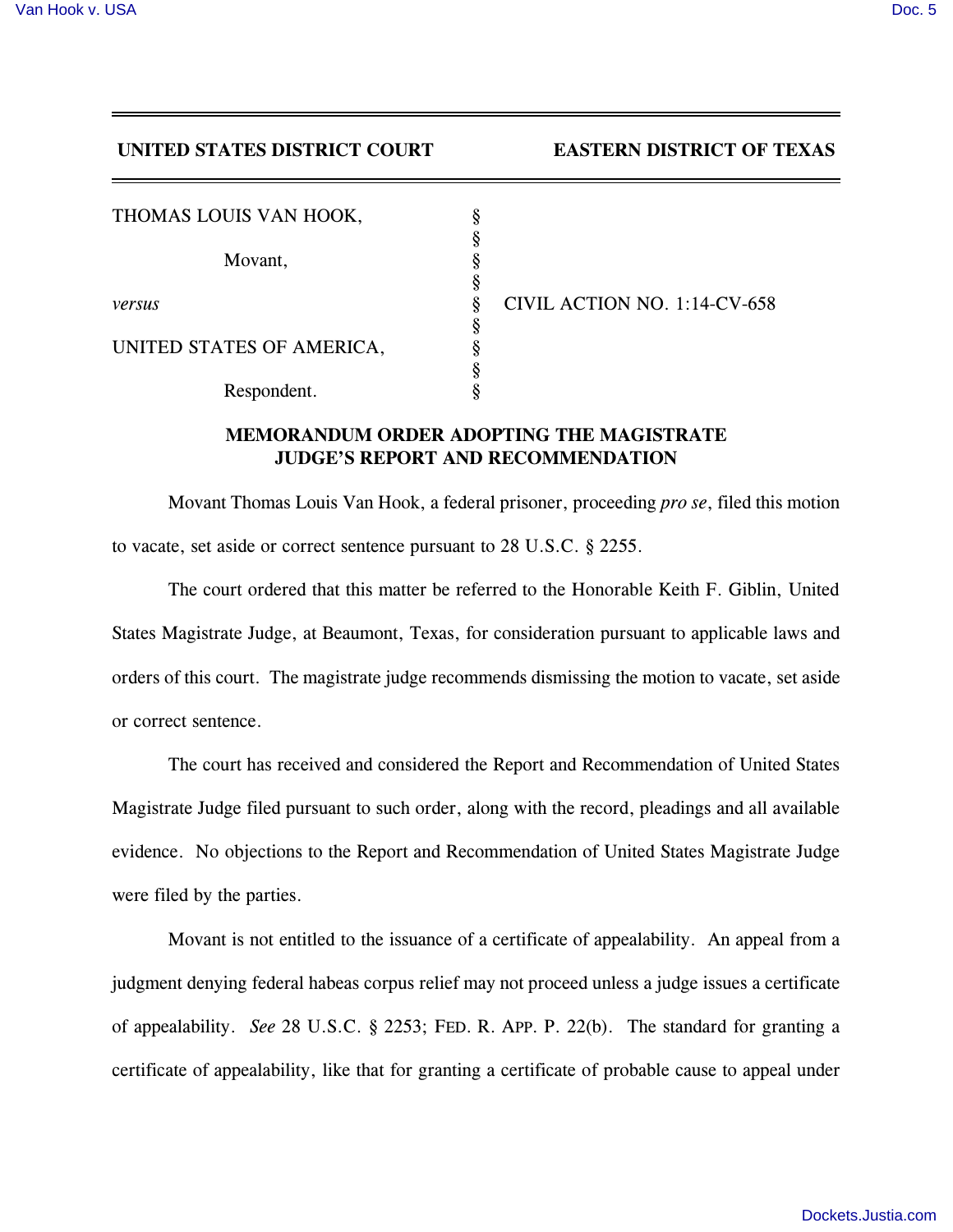**UNITED STATES DISTRICT COURT EASTERN DISTRICT OF TEXAS**

| | | |
|---|---|---|
| THOMAS LOUIS VAN HOOK, | § | |
| | § | |
| Movant, | § | |
| | § | |
| *versus* | § | CIVIL ACTION NO. 1:14-CV-658 |
| | § | |
| UNITED STATES OF AMERICA, | § | |
| | § | |
| Respondent. | § | |

## MEMORANDUM ORDER ADOPTING THE MAGISTRATE JUDGE'S REPORT AND RECOMMENDATION

Movant Thomas Louis Van Hook, a federal prisoner, proceeding *pro se*, filed this motion to vacate, set aside or correct sentence pursuant to 28 U.S.C. § 2255.

The court ordered that this matter be referred to the Honorable Keith F. Giblin, United States Magistrate Judge, at Beaumont, Texas, for consideration pursuant to applicable laws and orders of this court. The magistrate judge recommends dismissing the motion to vacate, set aside or correct sentence.

The court has received and considered the Report and Recommendation of United States Magistrate Judge filed pursuant to such order, along with the record, pleadings and all available evidence. No objections to the Report and Recommendation of United States Magistrate Judge were filed by the parties.

Movant is not entitled to the issuance of a certificate of appealability. An appeal from a judgment denying federal habeas corpus relief may not proceed unless a judge issues a certificate of appealability. *See* 28 U.S.C. § 2253; FED. R. APP. P. 22(b). The standard for granting a certificate of appealability, like that for granting a certificate of probable cause to appeal under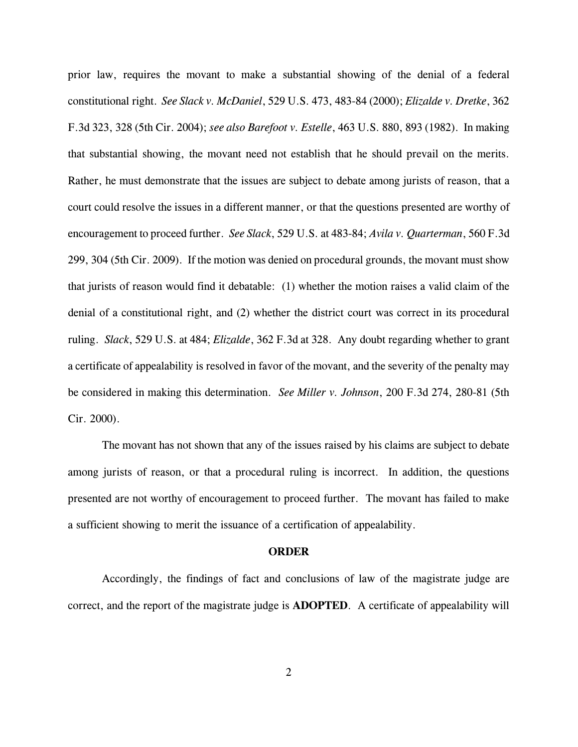prior law, requires the movant to make a substantial showing of the denial of a federal constitutional right. *See Slack v. McDaniel*, 529 U.S. 473, 483-84 (2000); *Elizalde v. Dretke*, 362 F.3d 323, 328 (5th Cir. 2004); *see also Barefoot v. Estelle*, 463 U.S. 880, 893 (1982). In making that substantial showing, the movant need not establish that he should prevail on the merits. Rather, he must demonstrate that the issues are subject to debate among jurists of reason, that a court could resolve the issues in a different manner, or that the questions presented are worthy of encouragement to proceed further. *See Slack*, 529 U.S. at 483-84; *Avila v. Quarterman*, 560 F.3d 299, 304 (5th Cir. 2009). If the motion was denied on procedural grounds, the movant must show that jurists of reason would find it debatable: (1) whether the motion raises a valid claim of the denial of a constitutional right, and (2) whether the district court was correct in its procedural ruling. *Slack*, 529 U.S. at 484; *Elizalde*, 362 F.3d at 328. Any doubt regarding whether to grant a certificate of appealability is resolved in favor of the movant, and the severity of the penalty may be considered in making this determination. *See Miller v. Johnson*, 200 F.3d 274, 280-81 (5th Cir. 2000).

The movant has not shown that any of the issues raised by his claims are subject to debate among jurists of reason, or that a procedural ruling is incorrect. In addition, the questions presented are not worthy of encouragement to proceed further. The movant has failed to make a sufficient showing to merit the issuance of a certification of appealability.

**ORDER**

Accordingly, the findings of fact and conclusions of law of the magistrate judge are correct, and the report of the magistrate judge is **ADOPTED**. A certificate of appealability will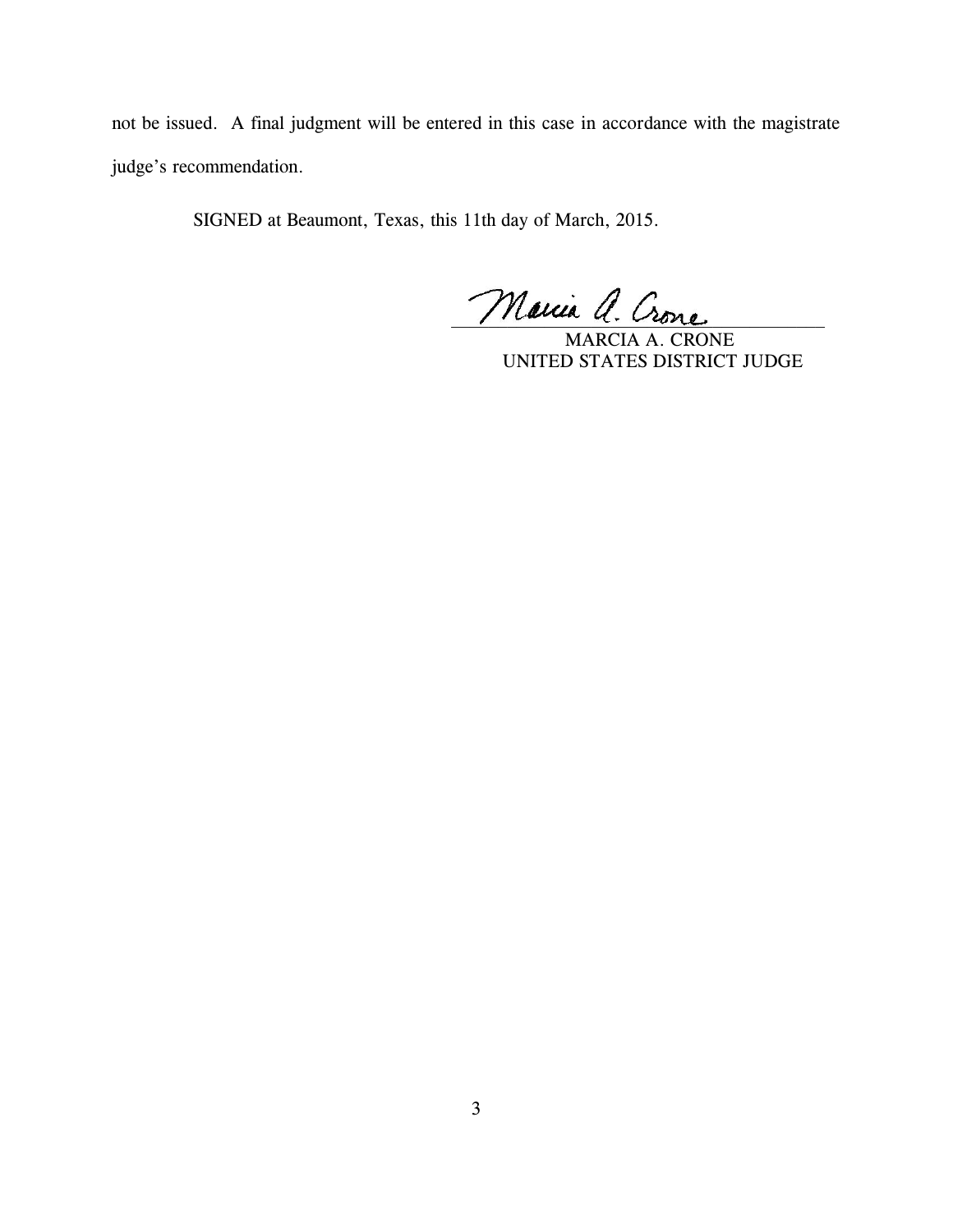not be issued. A final judgment will be entered in this case in accordance with the magistrate judge's recommendation.

SIGNED at Beaumont, Texas, this 11th day of March, 2015.

MARCIA A. CRONE
UNITED STATES DISTRICT JUDGE